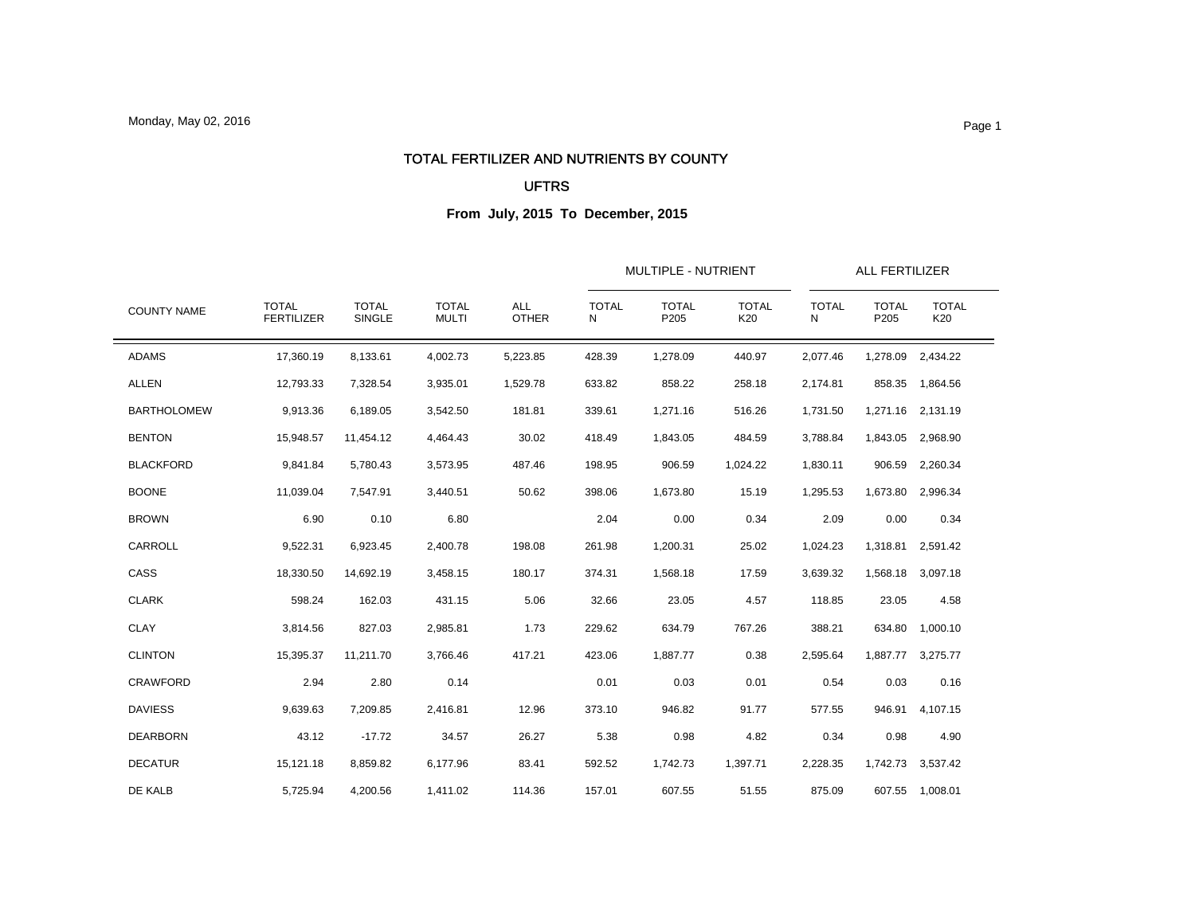Monday, May 02, 2016

# TOTAL FERTILIZER AND NUTRIENTS BY COUNTY

## UFTRS

### From July, 2015 To December, 2015

| | | | | | MULTIPLE - NUTRIENT | | | ALL FERTILIZER | | |
|---|---|---|---|---|---|---|---|---|---|---|
| COUNTY NAME | TOTAL FERTILIZER | TOTAL SINGLE | TOTAL MULTI | ALL OTHER | TOTAL N | TOTAL P205 | TOTAL K20 | TOTAL N | TOTAL P205 | TOTAL K20 |
| ADAMS | 17,360.19 | 8,133.61 | 4,002.73 | 5,223.85 | 428.39 | 1,278.09 | 440.97 | 2,077.46 | 1,278.09 | 2,434.22 |
| ALLEN | 12,793.33 | 7,328.54 | 3,935.01 | 1,529.78 | 633.82 | 858.22 | 258.18 | 2,174.81 | 858.35 | 1,864.56 |
| BARTHOLOMEW | 9,913.36 | 6,189.05 | 3,542.50 | 181.81 | 339.61 | 1,271.16 | 516.26 | 1,731.50 | 1,271.16 | 2,131.19 |
| BENTON | 15,948.57 | 11,454.12 | 4,464.43 | 30.02 | 418.49 | 1,843.05 | 484.59 | 3,788.84 | 1,843.05 | 2,968.90 |
| BLACKFORD | 9,841.84 | 5,780.43 | 3,573.95 | 487.46 | 198.95 | 906.59 | 1,024.22 | 1,830.11 | 906.59 | 2,260.34 |
| BOONE | 11,039.04 | 7,547.91 | 3,440.51 | 50.62 | 398.06 | 1,673.80 | 15.19 | 1,295.53 | 1,673.80 | 2,996.34 |
| BROWN | 6.90 | 0.10 | 6.80 | | 2.04 | 0.00 | 0.34 | 2.09 | 0.00 | 0.34 |
| CARROLL | 9,522.31 | 6,923.45 | 2,400.78 | 198.08 | 261.98 | 1,200.31 | 25.02 | 1,024.23 | 1,318.81 | 2,591.42 |
| CASS | 18,330.50 | 14,692.19 | 3,458.15 | 180.17 | 374.31 | 1,568.18 | 17.59 | 3,639.32 | 1,568.18 | 3,097.18 |
| CLARK | 598.24 | 162.03 | 431.15 | 5.06 | 32.66 | 23.05 | 4.57 | 118.85 | 23.05 | 4.58 |
| CLAY | 3,814.56 | 827.03 | 2,985.81 | 1.73 | 229.62 | 634.79 | 767.26 | 388.21 | 634.80 | 1,000.10 |
| CLINTON | 15,395.37 | 11,211.70 | 3,766.46 | 417.21 | 423.06 | 1,887.77 | 0.38 | 2,595.64 | 1,887.77 | 3,275.77 |
| CRAWFORD | 2.94 | 2.80 | 0.14 | | 0.01 | 0.03 | 0.01 | 0.54 | 0.03 | 0.16 |
| DAVIESS | 9,639.63 | 7,209.85 | 2,416.81 | 12.96 | 373.10 | 946.82 | 91.77 | 577.55 | 946.91 | 4,107.15 |
| DEARBORN | 43.12 | -17.72 | 34.57 | 26.27 | 5.38 | 0.98 | 4.82 | 0.34 | 0.98 | 4.90 |
| DECATUR | 15,121.18 | 8,859.82 | 6,177.96 | 83.41 | 592.52 | 1,742.73 | 1,397.71 | 2,228.35 | 1,742.73 | 3,537.42 |
| DE KALB | 5,725.94 | 4,200.56 | 1,411.02 | 114.36 | 157.01 | 607.55 | 51.55 | 875.09 | 607.55 | 1,008.01 |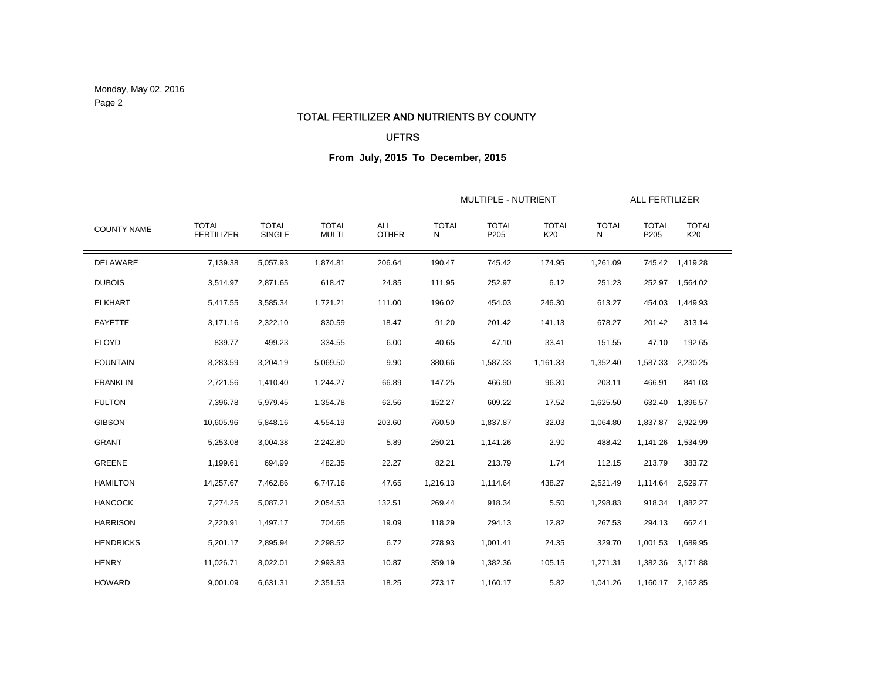Monday, May 02, 2016

## TOTAL FERTILIZER AND NUTRIENTS BY COUNTY

## UFTRS

**From July, 2015 To December, 2015**

| | | | | | MULTIPLE - NUTRIENT | | | ALL FERTILIZER | | |
|---|---|---|---|---|---|---|---|---|---|---|
| COUNTY NAME | TOTAL FERTILIZER | TOTAL SINGLE | TOTAL MULTI | ALL OTHER | TOTAL N | TOTAL P205 | TOTAL K20 | TOTAL N | TOTAL P205 | TOTAL K20 |
| DELAWARE | 7,139.38 | 5,057.93 | 1,874.81 | 206.64 | 190.47 | 745.42 | 174.95 | 1,261.09 | 745.42 | 1,419.28 |
| DUBOIS | 3,514.97 | 2,871.65 | 618.47 | 24.85 | 111.95 | 252.97 | 6.12 | 251.23 | 252.97 | 1,564.02 |
| ELKHART | 5,417.55 | 3,585.34 | 1,721.21 | 111.00 | 196.02 | 454.03 | 246.30 | 613.27 | 454.03 | 1,449.93 |
| FAYETTE | 3,171.16 | 2,322.10 | 830.59 | 18.47 | 91.20 | 201.42 | 141.13 | 678.27 | 201.42 | 313.14 |
| FLOYD | 839.77 | 499.23 | 334.55 | 6.00 | 40.65 | 47.10 | 33.41 | 151.55 | 47.10 | 192.65 |
| FOUNTAIN | 8,283.59 | 3,204.19 | 5,069.50 | 9.90 | 380.66 | 1,587.33 | 1,161.33 | 1,352.40 | 1,587.33 | 2,230.25 |
| FRANKLIN | 2,721.56 | 1,410.40 | 1,244.27 | 66.89 | 147.25 | 466.90 | 96.30 | 203.11 | 466.91 | 841.03 |
| FULTON | 7,396.78 | 5,979.45 | 1,354.78 | 62.56 | 152.27 | 609.22 | 17.52 | 1,625.50 | 632.40 | 1,396.57 |
| GIBSON | 10,605.96 | 5,848.16 | 4,554.19 | 203.60 | 760.50 | 1,837.87 | 32.03 | 1,064.80 | 1,837.87 | 2,922.99 |
| GRANT | 5,253.08 | 3,004.38 | 2,242.80 | 5.89 | 250.21 | 1,141.26 | 2.90 | 488.42 | 1,141.26 | 1,534.99 |
| GREENE | 1,199.61 | 694.99 | 482.35 | 22.27 | 82.21 | 213.79 | 1.74 | 112.15 | 213.79 | 383.72 |
| HAMILTON | 14,257.67 | 7,462.86 | 6,747.16 | 47.65 | 1,216.13 | 1,114.64 | 438.27 | 2,521.49 | 1,114.64 | 2,529.77 |
| HANCOCK | 7,274.25 | 5,087.21 | 2,054.53 | 132.51 | 269.44 | 918.34 | 5.50 | 1,298.83 | 918.34 | 1,882.27 |
| HARRISON | 2,220.91 | 1,497.17 | 704.65 | 19.09 | 118.29 | 294.13 | 12.82 | 267.53 | 294.13 | 662.41 |
| HENDRICKS | 5,201.17 | 2,895.94 | 2,298.52 | 6.72 | 278.93 | 1,001.41 | 24.35 | 329.70 | 1,001.53 | 1,689.95 |
| HENRY | 11,026.71 | 8,022.01 | 2,993.83 | 10.87 | 359.19 | 1,382.36 | 105.15 | 1,271.31 | 1,382.36 | 3,171.88 |
| HOWARD | 9,001.09 | 6,631.31 | 2,351.53 | 18.25 | 273.17 | 1,160.17 | 5.82 | 1,041.26 | 1,160.17 | 2,162.85 |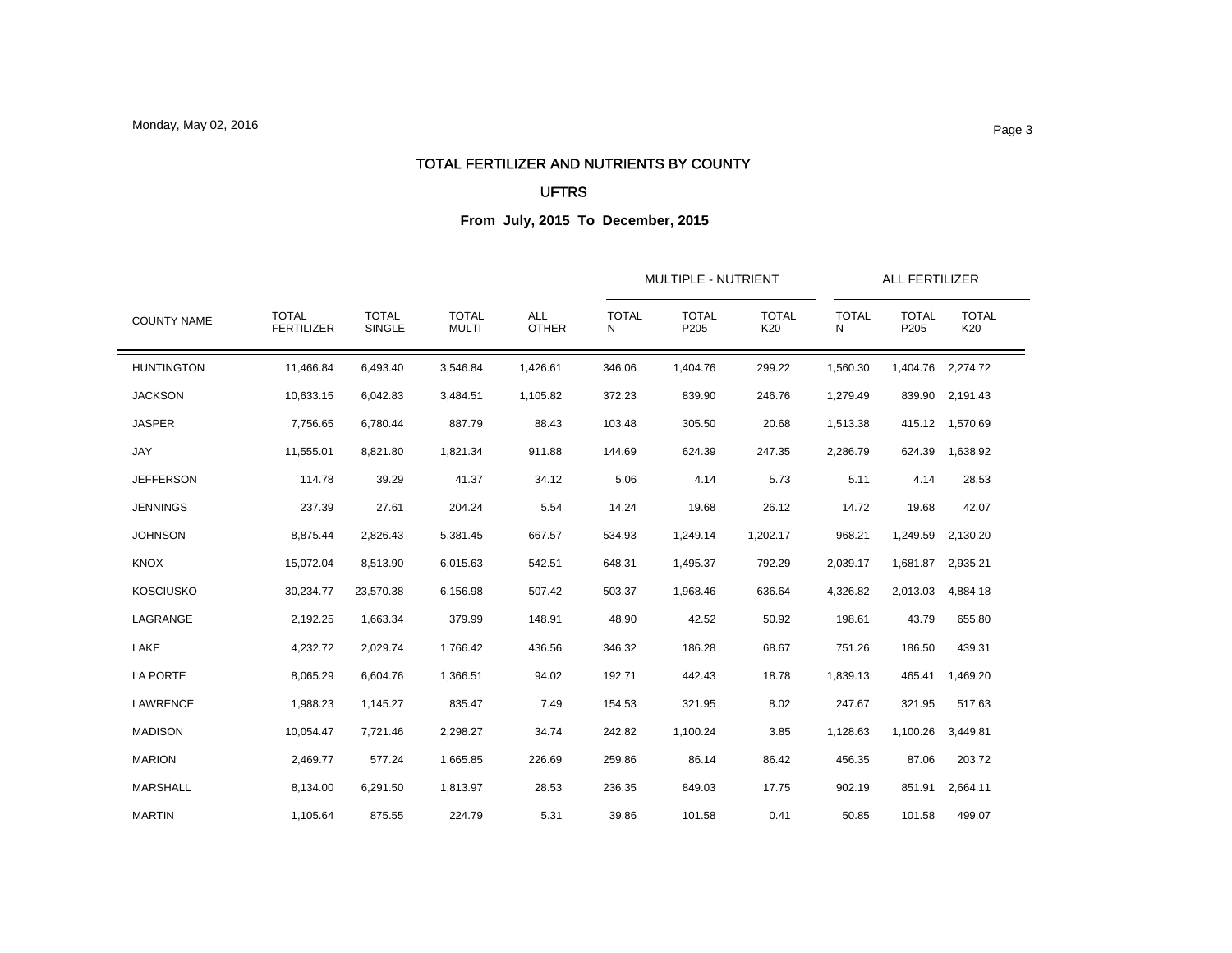# TOTAL FERTILIZER AND NUTRIENTS BY COUNTY

## UFTRS

### From July, 2015 To December, 2015

| COUNTY NAME | TOTAL FERTILIZER | TOTAL SINGLE | TOTAL MULTI | ALL OTHER | MULTIPLE - NUTRIENT | | | ALL FERTILIZER | | |
|---|---|---|---|---|---|---|---|---|---|---|
| | | | | | TOTAL N | TOTAL P205 | TOTAL K20 | TOTAL N | TOTAL P205 | TOTAL K20 |
| HUNTINGTON | 11,466.84 | 6,493.40 | 3,546.84 | 1,426.61 | 346.06 | 1,404.76 | 299.22 | 1,560.30 | 1,404.76 | 2,274.72 |
| JACKSON | 10,633.15 | 6,042.83 | 3,484.51 | 1,105.82 | 372.23 | 839.90 | 246.76 | 1,279.49 | 839.90 | 2,191.43 |
| JASPER | 7,756.65 | 6,780.44 | 887.79 | 88.43 | 103.48 | 305.50 | 20.68 | 1,513.38 | 415.12 | 1,570.69 |
| JAY | 11,555.01 | 8,821.80 | 1,821.34 | 911.88 | 144.69 | 624.39 | 247.35 | 2,286.79 | 624.39 | 1,638.92 |
| JEFFERSON | 114.78 | 39.29 | 41.37 | 34.12 | 5.06 | 4.14 | 5.73 | 5.11 | 4.14 | 28.53 |
| JENNINGS | 237.39 | 27.61 | 204.24 | 5.54 | 14.24 | 19.68 | 26.12 | 14.72 | 19.68 | 42.07 |
| JOHNSON | 8,875.44 | 2,826.43 | 5,381.45 | 667.57 | 534.93 | 1,249.14 | 1,202.17 | 968.21 | 1,249.59 | 2,130.20 |
| KNOX | 15,072.04 | 8,513.90 | 6,015.63 | 542.51 | 648.31 | 1,495.37 | 792.29 | 2,039.17 | 1,681.87 | 2,935.21 |
| KOSCIUSKO | 30,234.77 | 23,570.38 | 6,156.98 | 507.42 | 503.37 | 1,968.46 | 636.64 | 4,326.82 | 2,013.03 | 4,884.18 |
| LAGRANGE | 2,192.25 | 1,663.34 | 379.99 | 148.91 | 48.90 | 42.52 | 50.92 | 198.61 | 43.79 | 655.80 |
| LAKE | 4,232.72 | 2,029.74 | 1,766.42 | 436.56 | 346.32 | 186.28 | 68.67 | 751.26 | 186.50 | 439.31 |
| LA PORTE | 8,065.29 | 6,604.76 | 1,366.51 | 94.02 | 192.71 | 442.43 | 18.78 | 1,839.13 | 465.41 | 1,469.20 |
| LAWRENCE | 1,988.23 | 1,145.27 | 835.47 | 7.49 | 154.53 | 321.95 | 8.02 | 247.67 | 321.95 | 517.63 |
| MADISON | 10,054.47 | 7,721.46 | 2,298.27 | 34.74 | 242.82 | 1,100.24 | 3.85 | 1,128.63 | 1,100.26 | 3,449.81 |
| MARION | 2,469.77 | 577.24 | 1,665.85 | 226.69 | 259.86 | 86.14 | 86.42 | 456.35 | 87.06 | 203.72 |
| MARSHALL | 8,134.00 | 6,291.50 | 1,813.97 | 28.53 | 236.35 | 849.03 | 17.75 | 902.19 | 851.91 | 2,664.11 |
| MARTIN | 1,105.64 | 875.55 | 224.79 | 5.31 | 39.86 | 101.58 | 0.41 | 50.85 | 101.58 | 499.07 |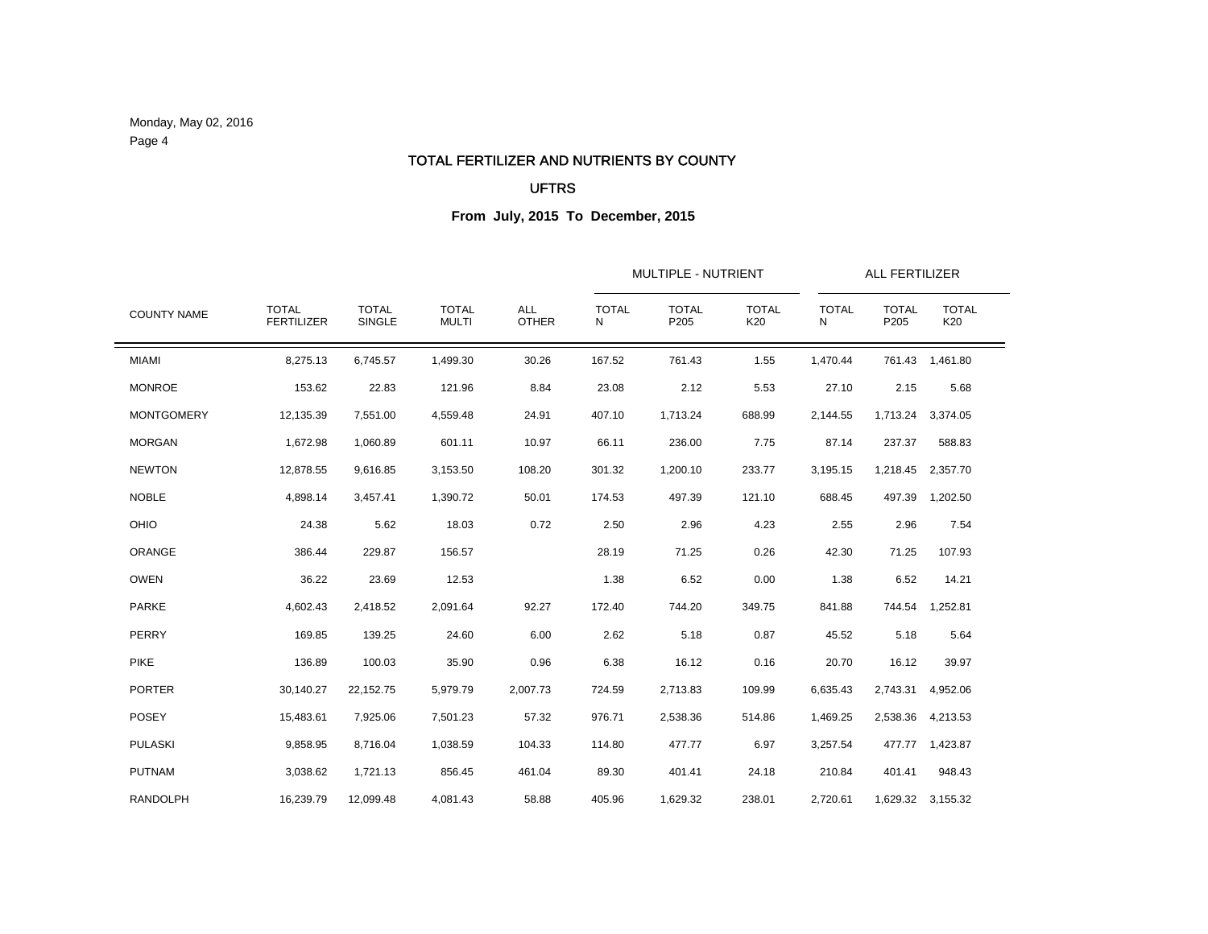Monday, May 02, 2016

# TOTAL FERTILIZER AND NUTRIENTS BY COUNTY

## UFTRS

### From July, 2015 To December, 2015

| | | | | | MULTIPLE - NUTRIENT | | | ALL FERTILIZER | | |
|---|---|---|---|---|---|---|---|---|---|---|
| COUNTY NAME | TOTAL FERTILIZER | TOTAL SINGLE | TOTAL MULTI | ALL OTHER | TOTAL N | TOTAL P205 | TOTAL K20 | TOTAL N | TOTAL P205 | TOTAL K20 |
| MIAMI | 8,275.13 | 6,745.57 | 1,499.30 | 30.26 | 167.52 | 761.43 | 1.55 | 1,470.44 | 761.43 | 1,461.80 |
| MONROE | 153.62 | 22.83 | 121.96 | 8.84 | 23.08 | 2.12 | 5.53 | 27.10 | 2.15 | 5.68 |
| MONTGOMERY | 12,135.39 | 7,551.00 | 4,559.48 | 24.91 | 407.10 | 1,713.24 | 688.99 | 2,144.55 | 1,713.24 | 3,374.05 |
| MORGAN | 1,672.98 | 1,060.89 | 601.11 | 10.97 | 66.11 | 236.00 | 7.75 | 87.14 | 237.37 | 588.83 |
| NEWTON | 12,878.55 | 9,616.85 | 3,153.50 | 108.20 | 301.32 | 1,200.10 | 233.77 | 3,195.15 | 1,218.45 | 2,357.70 |
| NOBLE | 4,898.14 | 3,457.41 | 1,390.72 | 50.01 | 174.53 | 497.39 | 121.10 | 688.45 | 497.39 | 1,202.50 |
| OHIO | 24.38 | 5.62 | 18.03 | 0.72 | 2.50 | 2.96 | 4.23 | 2.55 | 2.96 | 7.54 |
| ORANGE | 386.44 | 229.87 | 156.57 | | 28.19 | 71.25 | 0.26 | 42.30 | 71.25 | 107.93 |
| OWEN | 36.22 | 23.69 | 12.53 | | 1.38 | 6.52 | 0.00 | 1.38 | 6.52 | 14.21 |
| PARKE | 4,602.43 | 2,418.52 | 2,091.64 | 92.27 | 172.40 | 744.20 | 349.75 | 841.88 | 744.54 | 1,252.81 |
| PERRY | 169.85 | 139.25 | 24.60 | 6.00 | 2.62 | 5.18 | 0.87 | 45.52 | 5.18 | 5.64 |
| PIKE | 136.89 | 100.03 | 35.90 | 0.96 | 6.38 | 16.12 | 0.16 | 20.70 | 16.12 | 39.97 |
| PORTER | 30,140.27 | 22,152.75 | 5,979.79 | 2,007.73 | 724.59 | 2,713.83 | 109.99 | 6,635.43 | 2,743.31 | 4,952.06 |
| POSEY | 15,483.61 | 7,925.06 | 7,501.23 | 57.32 | 976.71 | 2,538.36 | 514.86 | 1,469.25 | 2,538.36 | 4,213.53 |
| PULASKI | 9,858.95 | 8,716.04 | 1,038.59 | 104.33 | 114.80 | 477.77 | 6.97 | 3,257.54 | 477.77 | 1,423.87 |
| PUTNAM | 3,038.62 | 1,721.13 | 856.45 | 461.04 | 89.30 | 401.41 | 24.18 | 210.84 | 401.41 | 948.43 |
| RANDOLPH | 16,239.79 | 12,099.48 | 4,081.43 | 58.88 | 405.96 | 1,629.32 | 238.01 | 2,720.61 | 1,629.32 | 3,155.32 |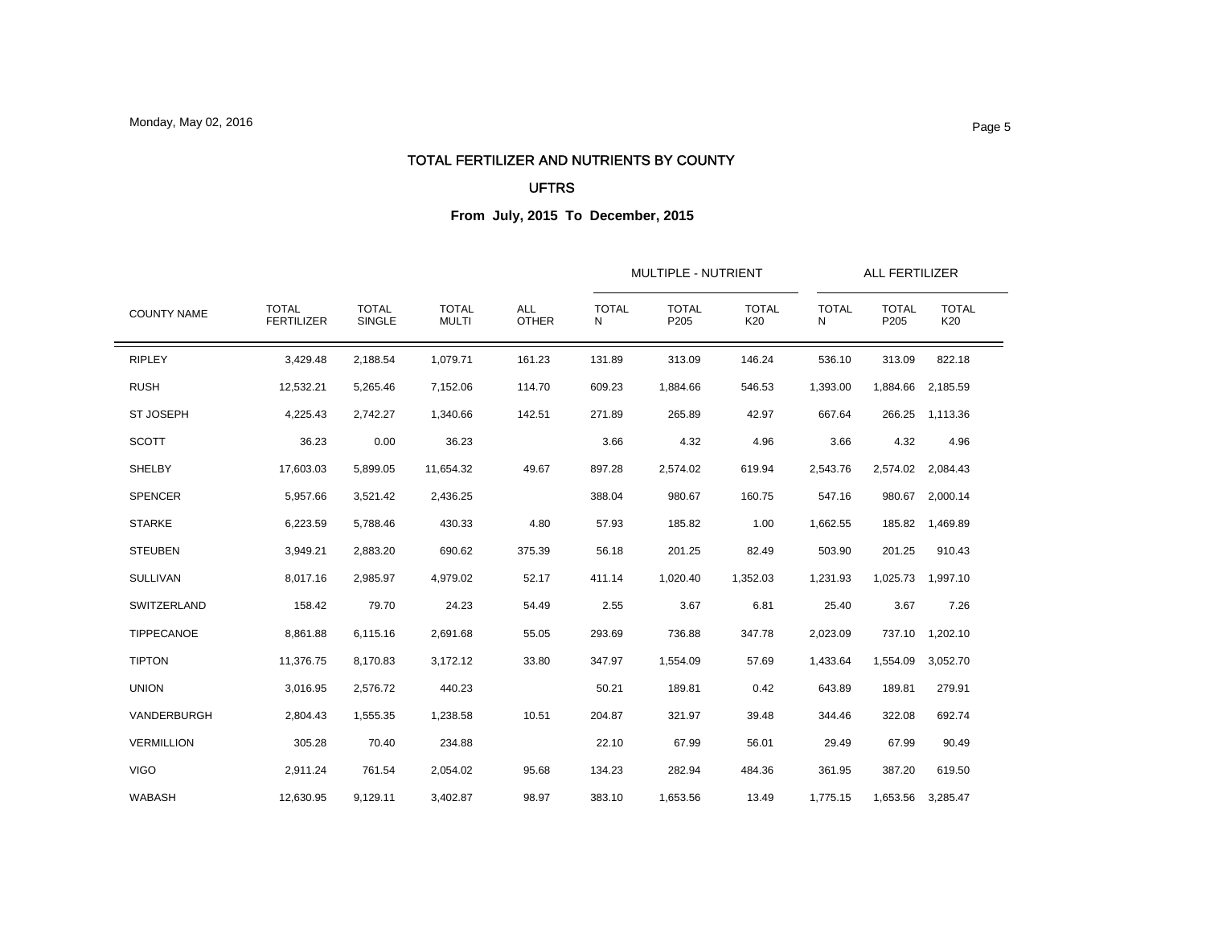# TOTAL FERTILIZER AND NUTRIENTS BY COUNTY

## UFTRS

### From July, 2015 To December, 2015

| | | | | | MULTIPLE - NUTRIENT | | | ALL FERTILIZER | | |
|---|---|---|---|---|---|---|---|---|---|---|
| COUNTY NAME | TOTAL FERTILIZER | TOTAL SINGLE | TOTAL MULTI | ALL OTHER | TOTAL N | TOTAL P205 | TOTAL K20 | TOTAL N | TOTAL P205 | TOTAL K20 |
| RIPLEY | 3,429.48 | 2,188.54 | 1,079.71 | 161.23 | 131.89 | 313.09 | 146.24 | 536.10 | 313.09 | 822.18 |
| RUSH | 12,532.21 | 5,265.46 | 7,152.06 | 114.70 | 609.23 | 1,884.66 | 546.53 | 1,393.00 | 1,884.66 | 2,185.59 |
| ST JOSEPH | 4,225.43 | 2,742.27 | 1,340.66 | 142.51 | 271.89 | 265.89 | 42.97 | 667.64 | 266.25 | 1,113.36 |
| SCOTT | 36.23 | 0.00 | 36.23 | | 3.66 | 4.32 | 4.96 | 3.66 | 4.32 | 4.96 |
| SHELBY | 17,603.03 | 5,899.05 | 11,654.32 | 49.67 | 897.28 | 2,574.02 | 619.94 | 2,543.76 | 2,574.02 | 2,084.43 |
| SPENCER | 5,957.66 | 3,521.42 | 2,436.25 | | 388.04 | 980.67 | 160.75 | 547.16 | 980.67 | 2,000.14 |
| STARKE | 6,223.59 | 5,788.46 | 430.33 | 4.80 | 57.93 | 185.82 | 1.00 | 1,662.55 | 185.82 | 1,469.89 |
| STEUBEN | 3,949.21 | 2,883.20 | 690.62 | 375.39 | 56.18 | 201.25 | 82.49 | 503.90 | 201.25 | 910.43 |
| SULLIVAN | 8,017.16 | 2,985.97 | 4,979.02 | 52.17 | 411.14 | 1,020.40 | 1,352.03 | 1,231.93 | 1,025.73 | 1,997.10 |
| SWITZERLAND | 158.42 | 79.70 | 24.23 | 54.49 | 2.55 | 3.67 | 6.81 | 25.40 | 3.67 | 7.26 |
| TIPPECANOE | 8,861.88 | 6,115.16 | 2,691.68 | 55.05 | 293.69 | 736.88 | 347.78 | 2,023.09 | 737.10 | 1,202.10 |
| TIPTON | 11,376.75 | 8,170.83 | 3,172.12 | 33.80 | 347.97 | 1,554.09 | 57.69 | 1,433.64 | 1,554.09 | 3,052.70 |
| UNION | 3,016.95 | 2,576.72 | 440.23 | | 50.21 | 189.81 | 0.42 | 643.89 | 189.81 | 279.91 |
| VANDERBURGH | 2,804.43 | 1,555.35 | 1,238.58 | 10.51 | 204.87 | 321.97 | 39.48 | 344.46 | 322.08 | 692.74 |
| VERMILLION | 305.28 | 70.40 | 234.88 | | 22.10 | 67.99 | 56.01 | 29.49 | 67.99 | 90.49 |
| VIGO | 2,911.24 | 761.54 | 2,054.02 | 95.68 | 134.23 | 282.94 | 484.36 | 361.95 | 387.20 | 619.50 |
| WABASH | 12,630.95 | 9,129.11 | 3,402.87 | 98.97 | 383.10 | 1,653.56 | 13.49 | 1,775.15 | 1,653.56 | 3,285.47 |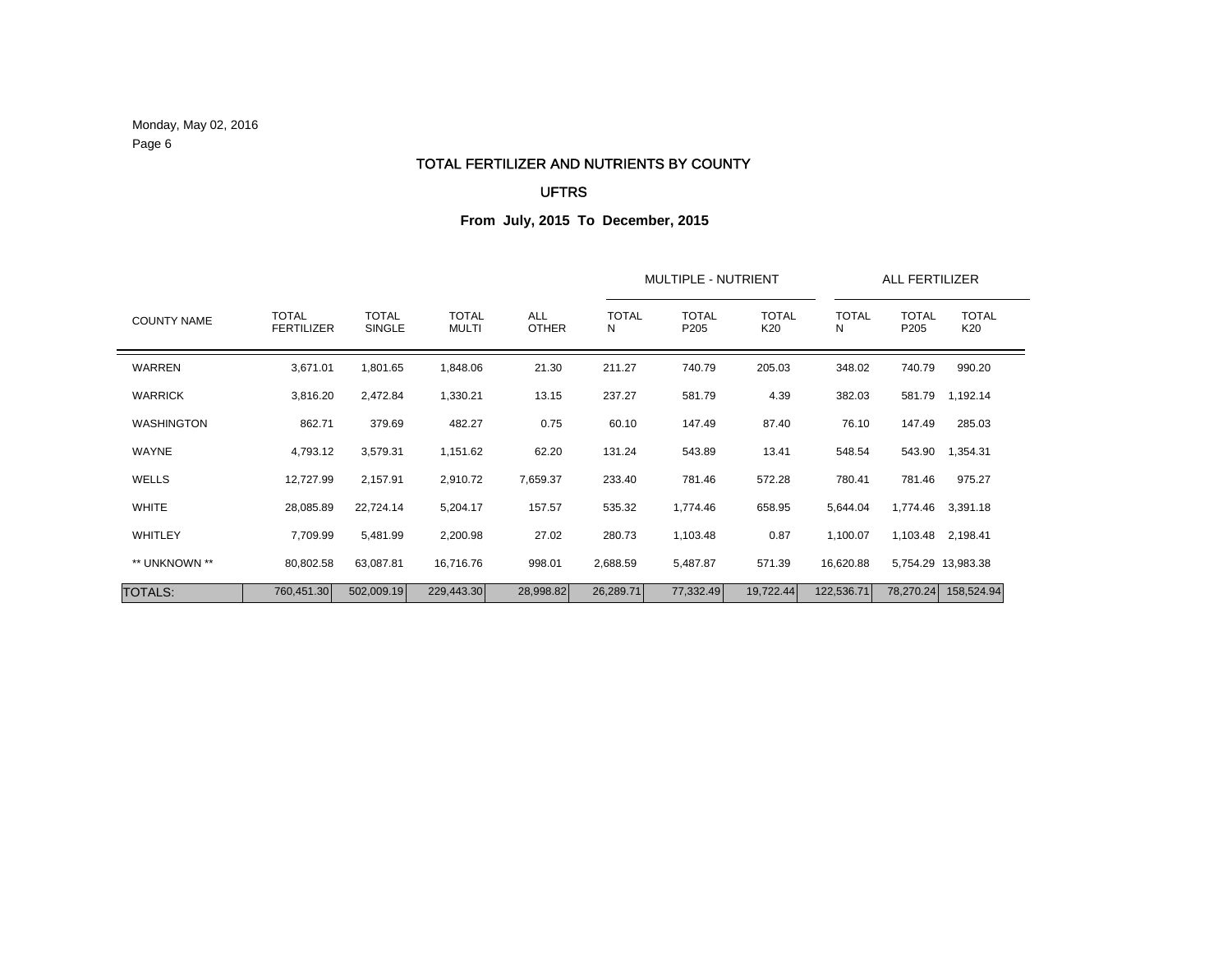## TOTAL FERTILIZER AND NUTRIENTS BY COUNTY

### UFTRS

**From July, 2015 To December, 2015**

| COUNTY NAME | TOTAL FERTILIZER | TOTAL SINGLE | TOTAL MULTI | ALL OTHER | MULTIPLE - NUTRIENT | | | ALL FERTILIZER | | |
|---|---|---|---|---|---|---|---|---|---|---|
| | | | | | TOTAL N | TOTAL P205 | TOTAL K20 | TOTAL N | TOTAL P205 | TOTAL K20 |
| WARREN | 3,671.01 | 1,801.65 | 1,848.06 | 21.30 | 211.27 | 740.79 | 205.03 | 348.02 | 740.79 | 990.20 |
| WARRICK | 3,816.20 | 2,472.84 | 1,330.21 | 13.15 | 237.27 | 581.79 | 4.39 | 382.03 | 581.79 | 1,192.14 |
| WASHINGTON | 862.71 | 379.69 | 482.27 | 0.75 | 60.10 | 147.49 | 87.40 | 76.10 | 147.49 | 285.03 |
| WAYNE | 4,793.12 | 3,579.31 | 1,151.62 | 62.20 | 131.24 | 543.89 | 13.41 | 548.54 | 543.90 | 1,354.31 |
| WELLS | 12,727.99 | 2,157.91 | 2,910.72 | 7,659.37 | 233.40 | 781.46 | 572.28 | 780.41 | 781.46 | 975.27 |
| WHITE | 28,085.89 | 22,724.14 | 5,204.17 | 157.57 | 535.32 | 1,774.46 | 658.95 | 5,644.04 | 1,774.46 | 3,391.18 |
| WHITLEY | 7,709.99 | 5,481.99 | 2,200.98 | 27.02 | 280.73 | 1,103.48 | 0.87 | 1,100.07 | 1,103.48 | 2,198.41 |
| ** UNKNOWN ** | 80,802.58 | 63,087.81 | 16,716.76 | 998.01 | 2,688.59 | 5,487.87 | 571.39 | 16,620.88 | 5,754.29 | 13,983.38 |
| TOTALS: | 760,451.30 | 502,009.19 | 229,443.30 | 28,998.82 | 26,289.71 | 77,332.49 | 19,722.44 | 122,536.71 | 78,270.24 | 158,524.94 |